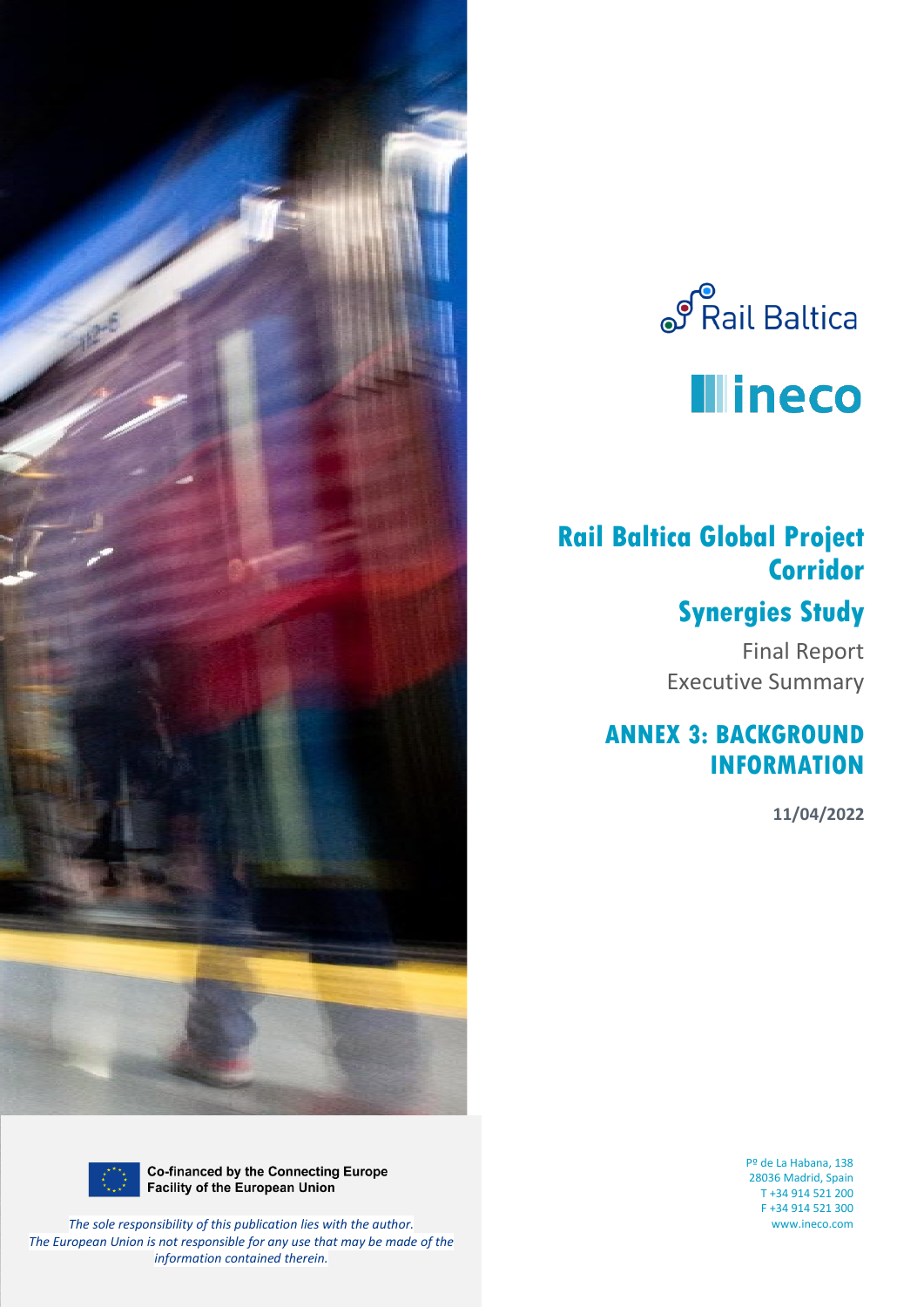Rail Baltica

ineco

# Rail Baltica Global Project Corridor

## Synergies Study

Final Report

Executive Summary

## ANNEX 3: BACKGROUND INFORMATION

**11/04/2022**

Co-financed by the Connecting Europe Facility of the European Union

*The sole responsibility of this publication lies with the author.*
*The European Union is not responsible for any use that may be made of the information contained therein.*

Pº de La Habana, 138
28036 Madrid, Spain
T +34 914 521 200
F +34 914 521 300
www.ineco.com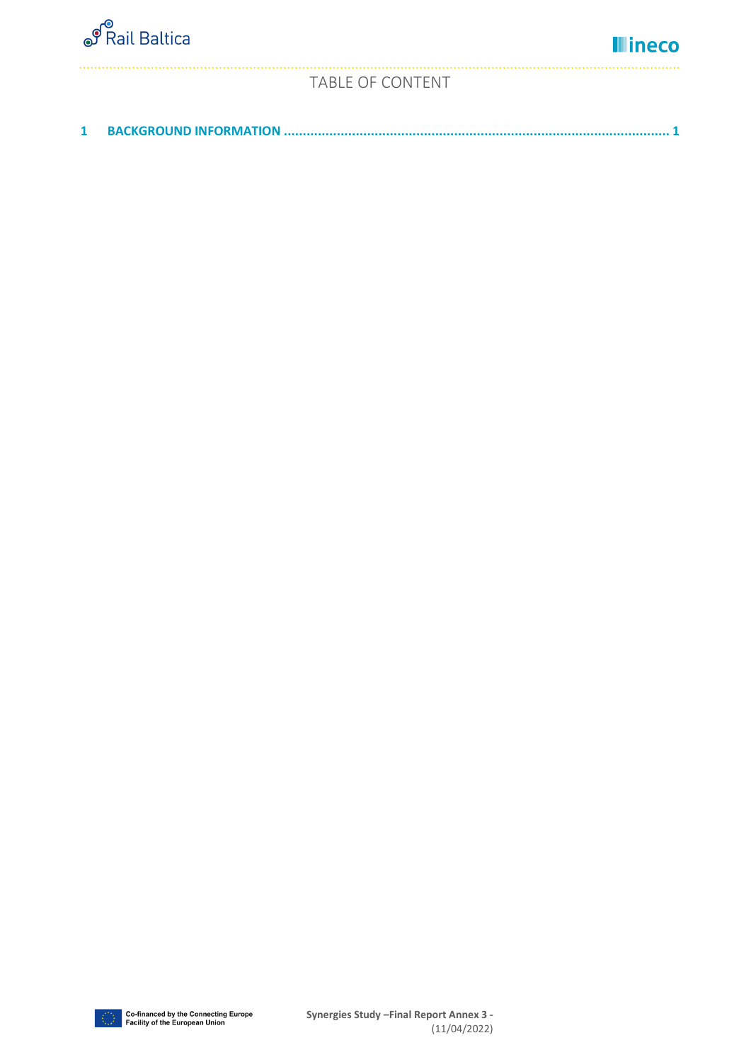# TABLE OF CONTENT

1 BACKGROUND INFORMATION ........................................................................................................ 1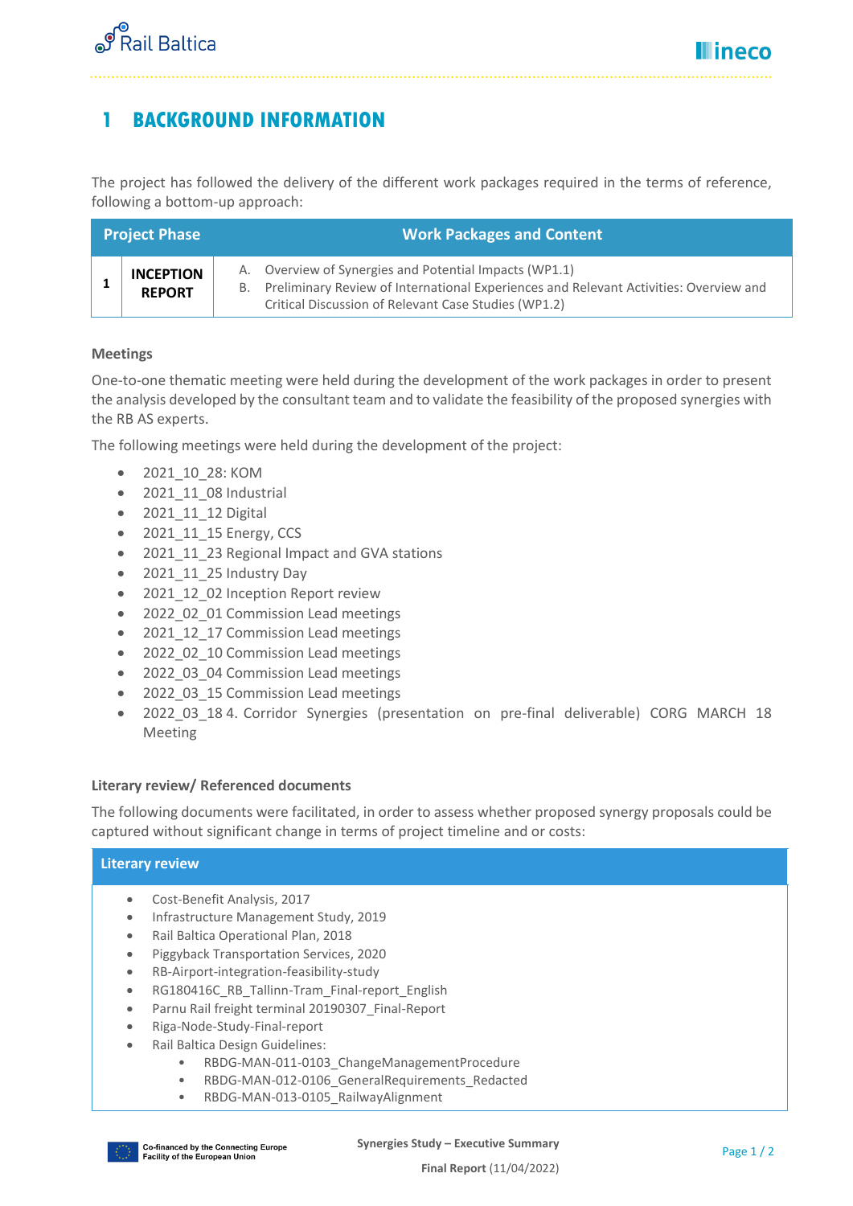# 1 BACKGROUND INFORMATION

The project has followed the delivery of the different work packages required in the terms of reference, following a bottom-up approach:

| Project Phase | | Work Packages and Content |
|---|---|---|
| 1 | INCEPTION REPORT | A. Overview of Synergies and Potential Impacts (WP1.1)<br>B. Preliminary Review of International Experiences and Relevant Activities: Overview and Critical Discussion of Relevant Case Studies (WP1.2) |

**Meetings**

One-to-one thematic meeting were held during the development of the work packages in order to present the analysis developed by the consultant team and to validate the feasibility of the proposed synergies with the RB AS experts.

The following meetings were held during the development of the project:

- 2021_10_28: KOM
- 2021_11_08 Industrial
- 2021_11_12 Digital
- 2021_11_15 Energy, CCS
- 2021_11_23 Regional Impact and GVA stations
- 2021_11_25 Industry Day
- 2021_12_02 Inception Report review
- 2022_02_01 Commission Lead meetings
- 2021_12_17 Commission Lead meetings
- 2022_02_10 Commission Lead meetings
- 2022_03_04 Commission Lead meetings
- 2022_03_15 Commission Lead meetings
- 2022_03_18 4. Corridor Synergies (presentation on pre-final deliverable) CORG MARCH 18 Meeting

**Literary review/ Referenced documents**

The following documents were facilitated, in order to assess whether proposed synergy proposals could be captured without significant change in terms of project timeline and or costs:

| Literary review |
|---|
| • Cost-Benefit Analysis, 2017<br>• Infrastructure Management Study, 2019<br>• Rail Baltica Operational Plan, 2018<br>• Piggyback Transportation Services, 2020<br>• RB-Airport-integration-feasibility-study<br>• RG180416C_RB_Tallinn-Tram_Final-report_English<br>• Parnu Rail freight terminal 20190307_Final-Report<br>• Riga-Node-Study-Final-report<br>• Rail Baltica Design Guidelines:<br>&nbsp;&nbsp;&nbsp;&nbsp;• RBDG-MAN-011-0103_ChangeManagementProcedure<br>&nbsp;&nbsp;&nbsp;&nbsp;• RBDG-MAN-012-0106_GeneralRequirements_Redacted<br>&nbsp;&nbsp;&nbsp;&nbsp;• RBDG-MAN-013-0105_RailwayAlignment |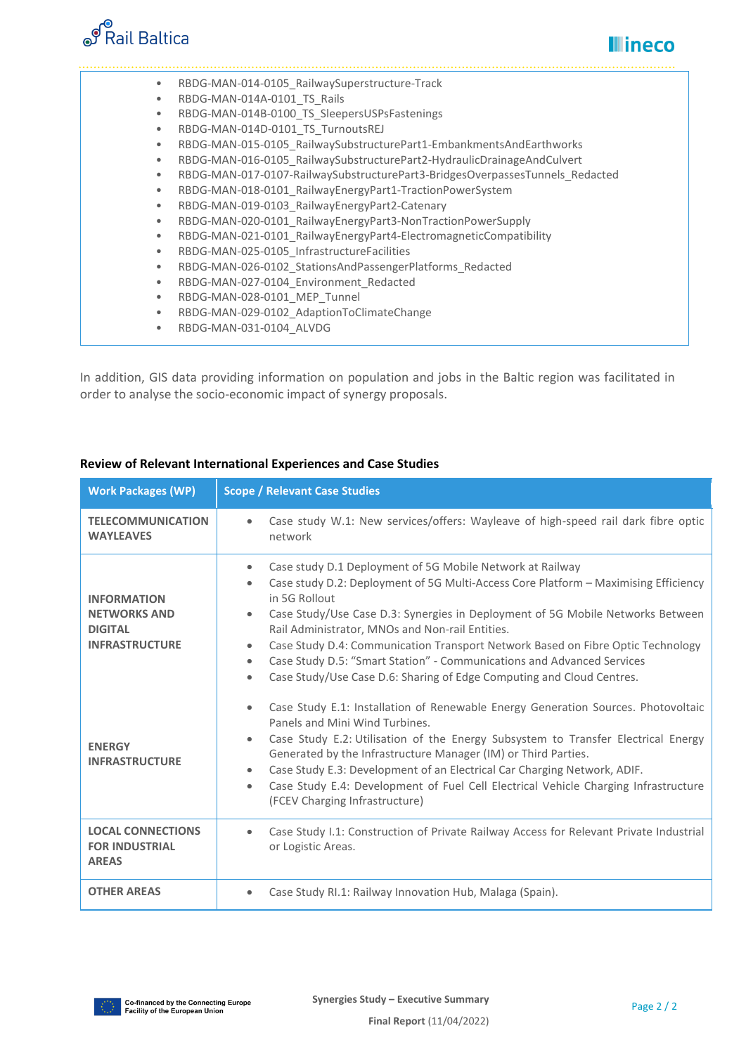- RBDG-MAN-014-0105_RailwaySuperstructure-Track
- RBDG-MAN-014A-0101_TS_Rails
- RBDG-MAN-014B-0100_TS_SleepersUSPsFastenings
- RBDG-MAN-014D-0101_TS_TurnoutsREJ
- RBDG-MAN-015-0105_RailwaySubstructurePart1-EmbankmentsAndEarthworks
- RBDG-MAN-016-0105_RailwaySubstructurePart2-HydraulicDrainageAndCulvert
- RBDG-MAN-017-0107-RailwaySubstructurePart3-BridgesOverpassesTunnels_Redacted
- RBDG-MAN-018-0101_RailwayEnergyPart1-TractionPowerSystem
- RBDG-MAN-019-0103_RailwayEnergyPart2-Catenary
- RBDG-MAN-020-0101_RailwayEnergyPart3-NonTractionPowerSupply
- RBDG-MAN-021-0101_RailwayEnergyPart4-ElectromagneticCompatibility
- RBDG-MAN-025-0105_InfrastructureFacilities
- RBDG-MAN-026-0102_StationsAndPassengerPlatforms_Redacted
- RBDG-MAN-027-0104_Environment_Redacted
- RBDG-MAN-028-0101_MEP_Tunnel
- RBDG-MAN-029-0102_AdaptionToClimateChange
- RBDG-MAN-031-0104_ALVDG

In addition, GIS data providing information on population and jobs in the Baltic region was facilitated in order to analyse the socio-economic impact of synergy proposals.

**Review of Relevant International Experiences and Case Studies**

| Work Packages (WP) | Scope / Relevant Case Studies |
|---|---|
| **TELECOMMUNICATION WAYLEAVES** | • Case study W.1: New services/offers: Wayleave of high-speed rail dark fibre optic network |
| **INFORMATION NETWORKS AND DIGITAL INFRASTRUCTURE** | • Case study D.1 Deployment of 5G Mobile Network at Railway<br>• Case study D.2: Deployment of 5G Multi-Access Core Platform – Maximising Efficiency in 5G Rollout<br>• Case Study/Use Case D.3: Synergies in Deployment of 5G Mobile Networks Between Rail Administrator, MNOs and Non-rail Entities.<br>• Case Study D.4: Communication Transport Network Based on Fibre Optic Technology<br>• Case Study D.5: "Smart Station" - Communications and Advanced Services<br>• Case Study/Use Case D.6: Sharing of Edge Computing and Cloud Centres. |
| **ENERGY INFRASTRUCTURE** | • Case Study E.1: Installation of Renewable Energy Generation Sources. Photovoltaic Panels and Mini Wind Turbines.<br>• Case Study E.2: Utilisation of the Energy Subsystem to Transfer Electrical Energy Generated by the Infrastructure Manager (IM) or Third Parties.<br>• Case Study E.3: Development of an Electrical Car Charging Network, ADIF.<br>• Case Study E.4: Development of Fuel Cell Electrical Vehicle Charging Infrastructure (FCEV Charging Infrastructure) |
| **LOCAL CONNECTIONS FOR INDUSTRIAL AREAS** | • Case Study I.1: Construction of Private Railway Access for Relevant Private Industrial or Logistic Areas. |
| **OTHER AREAS** | • Case Study RI.1: Railway Innovation Hub, Malaga (Spain). |